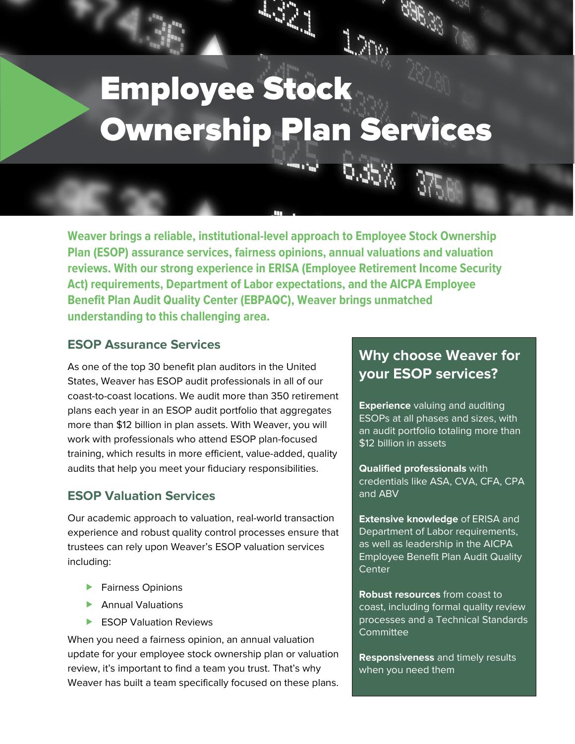# Employee Stock Ownership Plan Services

**Weaver brings a reliable, institutional-level approach to Employee Stock Ownership Plan (ESOP) assurance services, fairness opinions, annual valuations and valuation reviews. With our strong experience in ERISA (Employee Retirement Income Security Act) requirements, Department of Labor expectations, and the AICPA Employee Benefit Plan Audit Quality Center (EBPAQC), Weaver brings unmatched understanding to this challenging area.**

## ESOP Assurance Services

As one of the top 30 benefit plan auditors in the United States, Weaver has ESOP audit professionals in all of our coast-to-coast locations. We audit more than 350 retirement plans each year in an ESOP audit portfolio that aggregates more than $12 billion in plan assets. With Weaver, you will work with professionals who attend ESOP plan-focused training, which results in more efficient, value-added, quality audits that help you meet your fiduciary responsibilities.

## ESOP Valuation Services

Our academic approach to valuation, real-world transaction experience and robust quality control processes ensure that trustees can rely upon Weaver's ESOP valuation services including:

- Fairness Opinions
- Annual Valuations
- ESOP Valuation Reviews

When you need a fairness opinion, an annual valuation update for your employee stock ownership plan or valuation review, it's important to find a team you trust. That's why Weaver has built a team specifically focused on these plans.

## Why choose Weaver for your ESOP services?

**Experience** valuing and auditing ESOPs at all phases and sizes, with an audit portfolio totaling more than $12 billion in assets

**Qualified professionals** with credentials like ASA, CVA, CFA, CPA and ABV

**Extensive knowledge** of ERISA and Department of Labor requirements, as well as leadership in the AICPA Employee Benefit Plan Audit Quality Center

**Robust resources** from coast to coast, including formal quality review processes and a Technical Standards Committee

**Responsiveness** and timely results when you need them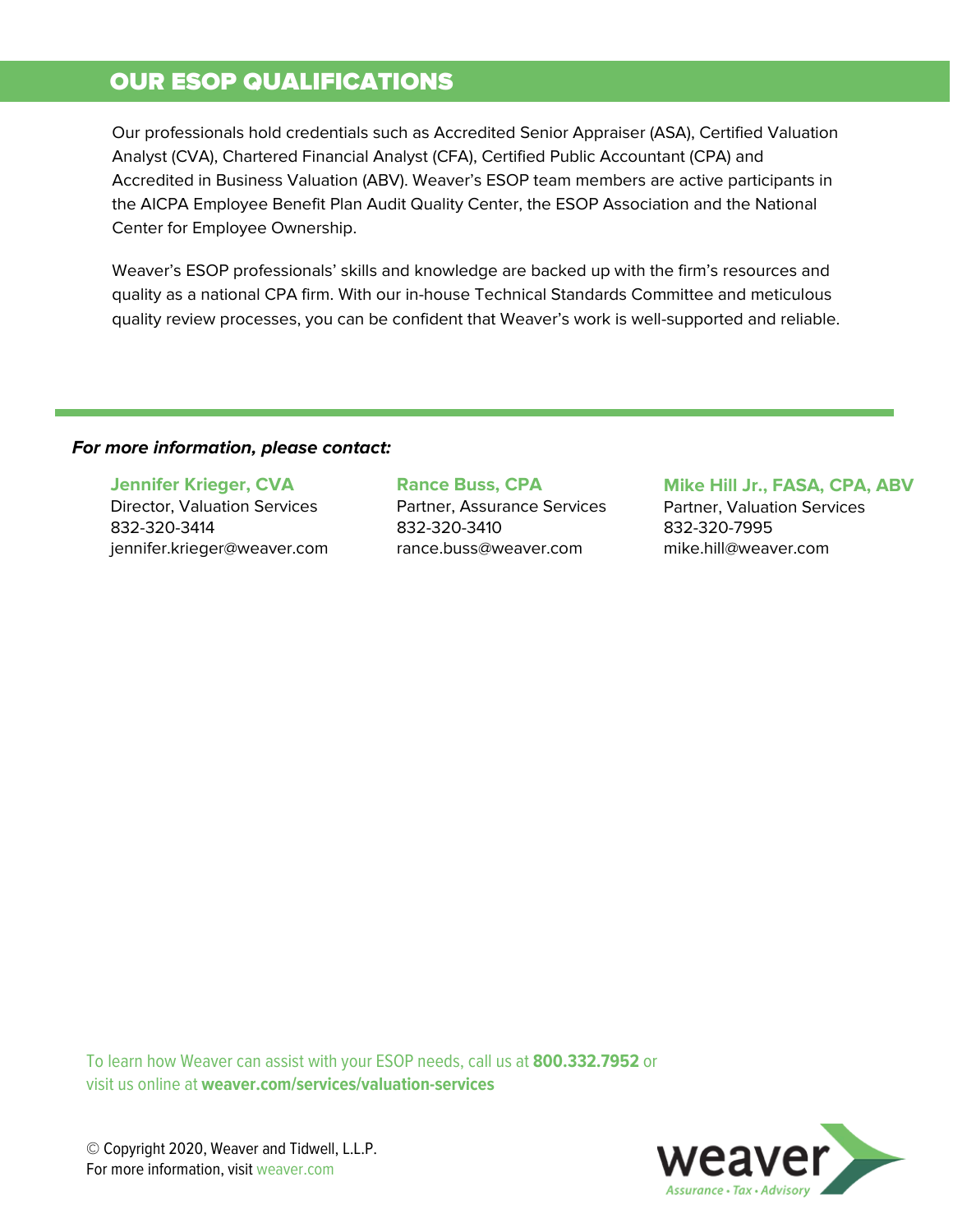## OUR ESOP QUALIFICATIONS

Our professionals hold credentials such as Accredited Senior Appraiser (ASA), Certified Valuation Analyst (CVA), Chartered Financial Analyst (CFA), Certified Public Accountant (CPA) and Accredited in Business Valuation (ABV). Weaver's ESOP team members are active participants in the AICPA Employee Benefit Plan Audit Quality Center, the ESOP Association and the National Center for Employee Ownership.

Weaver's ESOP professionals' skills and knowledge are backed up with the firm's resources and quality as a national CPA firm. With our in-house Technical Standards Committee and meticulous quality review processes, you can be confident that Weaver's work is well-supported and reliable.

***For more information, please contact:***

**Jennifer Krieger, CVA**
Director, Valuation Services
832-320-3414
jennifer.krieger@weaver.com

**Rance Buss, CPA**
Partner, Assurance Services
832-320-3410
rance.buss@weaver.com

**Mike Hill Jr., FASA, CPA, ABV**
Partner, Valuation Services
832-320-7995
mike.hill@weaver.com

To learn how Weaver can assist with your ESOP needs, call us at **800.332.7952** or visit us online at **weaver.com/services/valuation-services**

© Copyright 2020, Weaver and Tidwell, L.L.P.
For more information, visit weaver.com

weaver
Assurance • Tax • Advisory